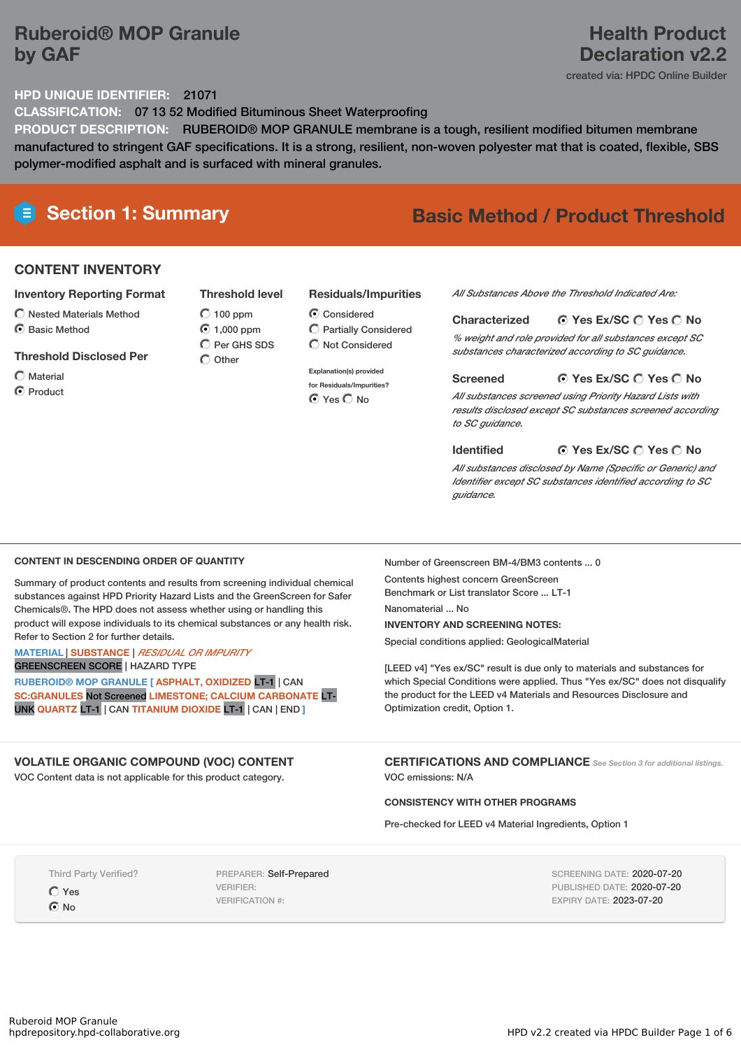# Ruberoid® MOP Granule by GAF

## Health Product Declaration v2.2

created via: HPDC Online Builder

**HPD UNIQUE IDENTIFIER:** 21071

**CLASSIFICATION:** 07 13 52 Modified Bituminous Sheet Waterproofing

**PRODUCT DESCRIPTION:** RUBEROID® MOP GRANULE membrane is a tough, resilient modified bitumen membrane manufactured to stringent GAF specifications. It is a strong, resilient, non-woven polyester mat that is coated, flexible, SBS polymer-modified asphalt and is surfaced with mineral granules.

## Section 1: Summary

**Basic Method / Product Threshold**

### CONTENT INVENTORY

**Inventory Reporting Format**

- ○ Nested Materials Method
- ◉ Basic Method

**Threshold Disclosed Per**

- ○ Material
- ◉ Product

**Threshold level**

- ○ 100 ppm
- ◉ 1,000 ppm
- ○ Per GHS SDS
- ○ Other

**Residuals/Impurities**

- ◉ Considered
- ○ Partially Considered
- ○ Not Considered

Explanation(s) provided for Residuals/Impurities?

◉ Yes ○ No

*All Substances Above the Threshold Indicated Are:*

**Characterized** ◉ Yes Ex/SC ○ Yes ○ No

*% weight and role provided for all substances except SC substances characterized according to SC guidance.*

**Screened** ◉ Yes Ex/SC ○ Yes ○ No

*All substances screened using Priority Hazard Lists with results disclosed except SC substances screened according to SC guidance.*

**Identified** ◉ Yes Ex/SC ○ Yes ○ No

*All substances disclosed by Name (Specific or Generic) and Identifier except SC substances identified according to SC guidance.*

### CONTENT IN DESCENDING ORDER OF QUANTITY

Summary of product contents and results from screening individual chemical substances against HPD Priority Hazard Lists and the GreenScreen for Safer Chemicals®. The HPD does not assess whether using or handling this product will expose individuals to its chemical substances or any health risk. Refer to Section 2 for further details.

MATERIAL | SUBSTANCE | *RESIDUAL OR IMPURITY*
GREENSCREEN SCORE | HAZARD TYPE

RUBEROID® MOP GRANULE [ ASPHALT, OXIDIZED LT-1 | CAN SC:GRANULES Not Screened LIMESTONE; CALCIUM CARBONATE LT-UNK QUARTZ LT-1 | CAN TITANIUM DIOXIDE LT-1 | CAN | END ]

Number of Greenscreen BM-4/BM3 contents ... 0

Contents highest concern GreenScreen Benchmark or List translator Score ... LT-1

Nanomaterial ... No

**INVENTORY AND SCREENING NOTES:**

Special conditions applied: GeologicalMaterial

[LEED v4] "Yes ex/SC" result is due only to materials and substances for which Special Conditions were applied. Thus "Yes ex/SC" does not disqualify the product for the LEED v4 Materials and Resources Disclosure and Optimization credit, Option 1.

### VOLATILE ORGANIC COMPOUND (VOC) CONTENT

VOC Content data is not applicable for this product category.

### CERTIFICATIONS AND COMPLIANCE

*See Section 3 for additional listings.*

VOC emissions: N/A

**CONSISTENCY WITH OTHER PROGRAMS**

Pre-checked for LEED v4 Material Ingredients, Option 1

Third Party Verified?

- ○ Yes
- ◉ No

PREPARER: Self-Prepared
VERIFIER:
VERIFICATION #:

SCREENING DATE: 2020-07-20
PUBLISHED DATE: 2020-07-20
EXPIRY DATE: 2023-07-20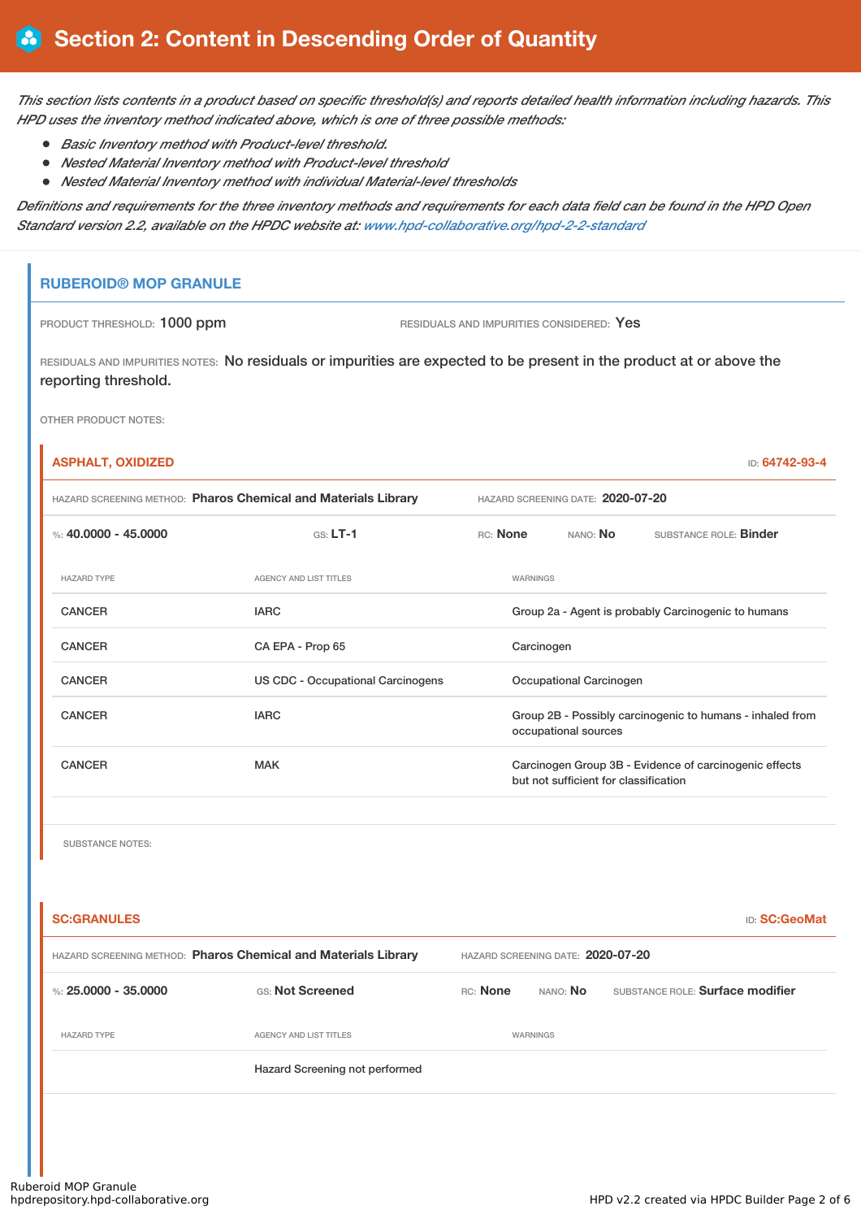# Section 2: Content in Descending Order of Quantity

*This section lists contents in a product based on specific threshold(s) and reports detailed health information including hazards. This HPD uses the inventory method indicated above, which is one of three possible methods:*

- *Basic Inventory method with Product-level threshold.*
- *Nested Material Inventory method with Product-level threshold*
- *Nested Material Inventory method with individual Material-level thresholds*

*Definitions and requirements for the three inventory methods and requirements for each data field can be found in the HPD Open Standard version 2.2, available on the HPDC website at: www.hpd-collaborative.org/hpd-2-2-standard*

## RUBEROID® MOP GRANULE

PRODUCT THRESHOLD: **1000 ppm**

RESIDUALS AND IMPURITIES CONSIDERED: **Yes**

RESIDUALS AND IMPURITIES NOTES: No residuals or impurities are expected to be present in the product at or above the reporting threshold.

OTHER PRODUCT NOTES:

### ASPHALT, OXIDIZED

ID: **64742-93-4**

HAZARD SCREENING METHOD: **Pharos Chemical and Materials Library**

HAZARD SCREENING DATE: **2020-07-20**

%: **40.0000 - 45.0000** | GS: **LT-1** | RC: **None** | NANO: **No** | SUBSTANCE ROLE: **Binder**

| HAZARD TYPE | AGENCY AND LIST TITLES | WARNINGS |
|---|---|---|
| CANCER | IARC | Group 2a - Agent is probably Carcinogenic to humans |
| CANCER | CA EPA - Prop 65 | Carcinogen |
| CANCER | US CDC - Occupational Carcinogens | Occupational Carcinogen |
| CANCER | IARC | Group 2B - Possibly carcinogenic to humans - inhaled from occupational sources |
| CANCER | MAK | Carcinogen Group 3B - Evidence of carcinogenic effects but not sufficient for classification |

SUBSTANCE NOTES:

### SC:GRANULES

ID: **SC:GeoMat**

HAZARD SCREENING METHOD: **Pharos Chemical and Materials Library**

HAZARD SCREENING DATE: **2020-07-20**

%: **25.0000 - 35.0000** | GS: **Not Screened** | RC: **None** | NANO: **No** | SUBSTANCE ROLE: **Surface modifier**

| HAZARD TYPE | AGENCY AND LIST TITLES | WARNINGS |
|---|---|---|
| | Hazard Screening not performed | |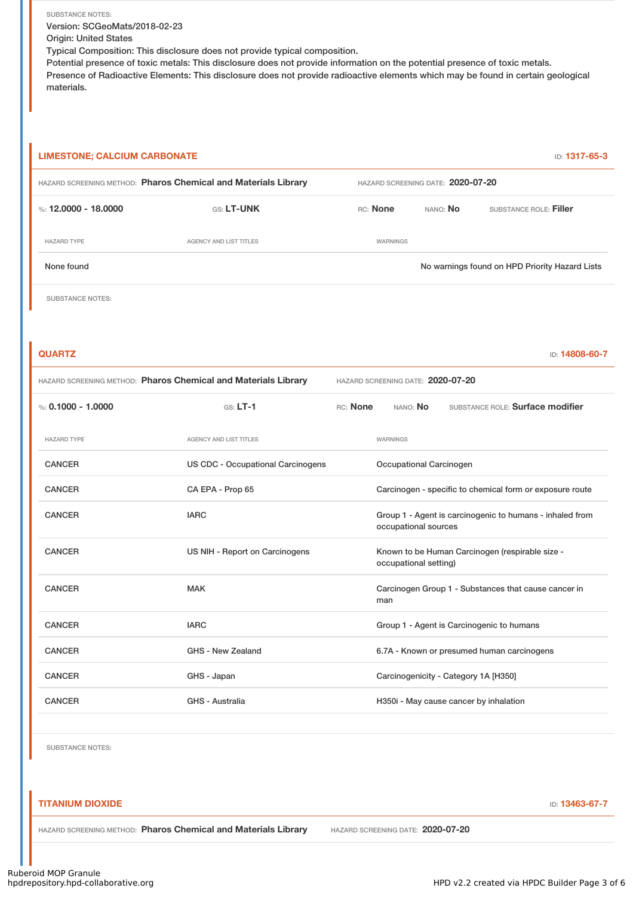SUBSTANCE NOTES:
Version: SCGeoMats/2018-02-23
Origin: United States
Typical Composition: This disclosure does not provide typical composition.
Potential presence of toxic metals: This disclosure does not provide information on the potential presence of toxic metals.
Presence of Radioactive Elements: This disclosure does not provide radioactive elements which may be found in certain geological materials.

## LIMESTONE; CALCIUM CARBONATE

ID: **1317-65-3**

HAZARD SCREENING METHOD: **Pharos Chemical and Materials Library** HAZARD SCREENING DATE: **2020-07-20**

%: **12.0000 - 18.0000** GS: **LT-UNK** RC: **None** NANO: **No** SUBSTANCE ROLE: **Filler**

| HAZARD TYPE | AGENCY AND LIST TITLES | WARNINGS |
|---|---|---|
| None found | | No warnings found on HPD Priority Hazard Lists |

SUBSTANCE NOTES:

## QUARTZ

ID: **14808-60-7**

HAZARD SCREENING METHOD: **Pharos Chemical and Materials Library** HAZARD SCREENING DATE: **2020-07-20**

%: **0.1000 - 1.0000** GS: **LT-1** RC: **None** NANO: **No** SUBSTANCE ROLE: **Surface modifier**

| HAZARD TYPE | AGENCY AND LIST TITLES | WARNINGS |
|---|---|---|
| CANCER | US CDC - Occupational Carcinogens | Occupational Carcinogen |
| CANCER | CA EPA - Prop 65 | Carcinogen - specific to chemical form or exposure route |
| CANCER | IARC | Group 1 - Agent is carcinogenic to humans - inhaled from occupational sources |
| CANCER | US NIH - Report on Carcinogens | Known to be Human Carcinogen (respirable size - occupational setting) |
| CANCER | MAK | Carcinogen Group 1 - Substances that cause cancer in man |
| CANCER | IARC | Group 1 - Agent is Carcinogenic to humans |
| CANCER | GHS - New Zealand | 6.7A - Known or presumed human carcinogens |
| CANCER | GHS - Japan | Carcinogenicity - Category 1A [H350] |
| CANCER | GHS - Australia | H350i - May cause cancer by inhalation |

SUBSTANCE NOTES:

## TITANIUM DIOXIDE

ID: **13463-67-7**

HAZARD SCREENING METHOD: **Pharos Chemical and Materials Library** HAZARD SCREENING DATE: **2020-07-20**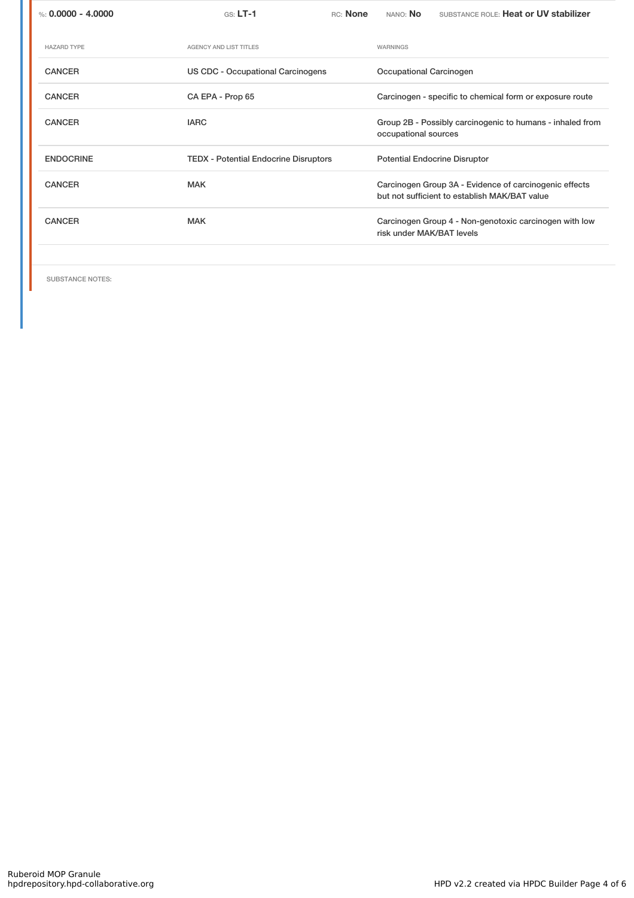%: **0.0000 - 4.0000** GS: **LT-1** RC: **None** NANO: **No** SUBSTANCE ROLE: **Heat or UV stabilizer**

| HAZARD TYPE | AGENCY AND LIST TITLES | WARNINGS |
| --- | --- | --- |
| CANCER | US CDC - Occupational Carcinogens | Occupational Carcinogen |
| CANCER | CA EPA - Prop 65 | Carcinogen - specific to chemical form or exposure route |
| CANCER | IARC | Group 2B - Possibly carcinogenic to humans - inhaled from occupational sources |
| ENDOCRINE | TEDX - Potential Endocrine Disruptors | Potential Endocrine Disruptor |
| CANCER | MAK | Carcinogen Group 3A - Evidence of carcinogenic effects but not sufficient to establish MAK/BAT value |
| CANCER | MAK | Carcinogen Group 4 - Non-genotoxic carcinogen with low risk under MAK/BAT levels |

SUBSTANCE NOTES: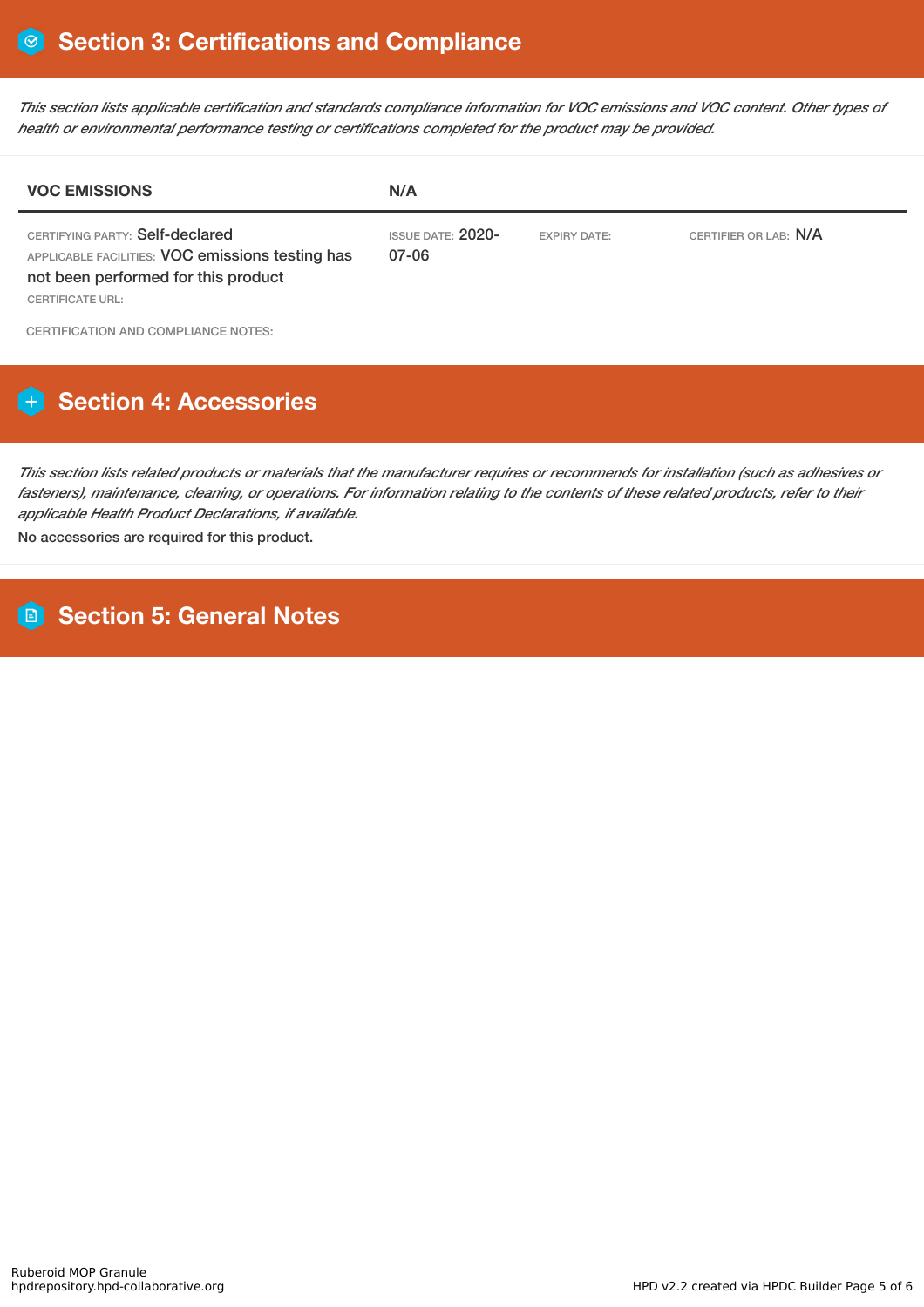## Section 3: Certifications and Compliance

*This section lists applicable certification and standards compliance information for VOC emissions and VOC content. Other types of health or environmental performance testing or certifications completed for the product may be provided.*

| VOC EMISSIONS | N/A | | |
|---|---|---|---|
| CERTIFYING PARTY: Self-declared<br>APPLICABLE FACILITIES: VOC emissions testing has not been performed for this product<br>CERTIFICATE URL: | ISSUE DATE: 2020-07-06 | EXPIRY DATE: | CERTIFIER OR LAB: N/A |

CERTIFICATION AND COMPLIANCE NOTES:

## Section 4: Accessories

*This section lists related products or materials that the manufacturer requires or recommends for installation (such as adhesives or fasteners), maintenance, cleaning, or operations. For information relating to the contents of these related products, refer to their applicable Health Product Declarations, if available.*

No accessories are required for this product.

## Section 5: General Notes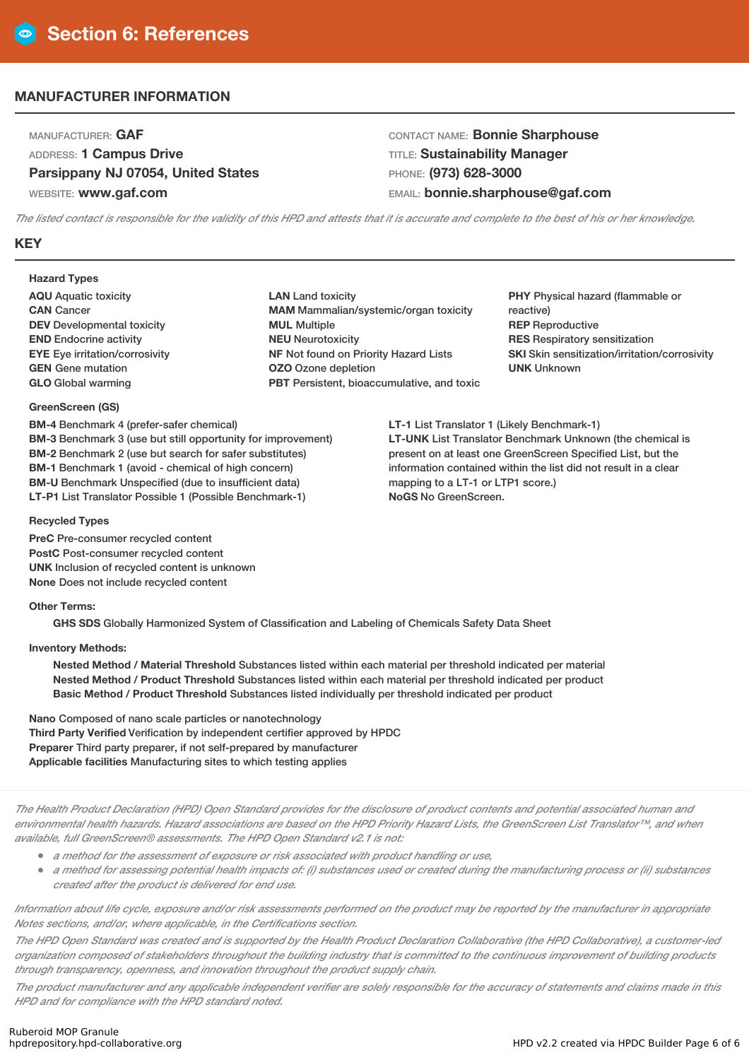# Section 6: References

## MANUFACTURER INFORMATION

MANUFACTURER: **GAF**
ADDRESS: **1 Campus Drive**
**Parsippany NJ 07054, United States**
WEBSITE: **www.gaf.com**

CONTACT NAME: **Bonnie Sharphouse**
TITLE: **Sustainability Manager**
PHONE: **(973) 628-3000**
EMAIL: **bonnie.sharphouse@gaf.com**

*The listed contact is responsible for the validity of this HPD and attests that it is accurate and complete to the best of his or her knowledge.*

## KEY

### Hazard Types

**AQU** Aquatic toxicity
**CAN** Cancer
**DEV** Developmental toxicity
**END** Endocrine activity
**EYE** Eye irritation/corrosivity
**GEN** Gene mutation
**GLO** Global warming
**LAN** Land toxicity
**MAM** Mammalian/systemic/organ toxicity
**MUL** Multiple
**NEU** Neurotoxicity
**NF** Not found on Priority Hazard Lists
**OZO** Ozone depletion
**PBT** Persistent, bioaccumulative, and toxic
**PHY** Physical hazard (flammable or reactive)
**REP** Reproductive
**RES** Respiratory sensitization
**SKI** Skin sensitization/irritation/corrosivity
**UNK** Unknown

### GreenScreen (GS)

**BM-4** Benchmark 4 (prefer-safer chemical)
**BM-3** Benchmark 3 (use but still opportunity for improvement)
**BM-2** Benchmark 2 (use but search for safer substitutes)
**BM-1** Benchmark 1 (avoid - chemical of high concern)
**BM-U** Benchmark Unspecified (due to insufficient data)
**LT-P1** List Translator Possible 1 (Possible Benchmark-1)
**LT-1** List Translator 1 (Likely Benchmark-1)
**LT-UNK** List Translator Benchmark Unknown (the chemical is present on at least one GreenScreen Specified List, but the information contained within the list did not result in a clear mapping to a LT-1 or LTP1 score.)
**NoGS** No GreenScreen.

### Recycled Types

**PreC** Pre-consumer recycled content
**PostC** Post-consumer recycled content
**UNK** Inclusion of recycled content is unknown
**None** Does not include recycled content

### Other Terms:

**GHS SDS** Globally Harmonized System of Classification and Labeling of Chemicals Safety Data Sheet

### Inventory Methods:

**Nested Method / Material Threshold** Substances listed within each material per threshold indicated per material
**Nested Method / Product Threshold** Substances listed within each material per threshold indicated per product
**Basic Method / Product Threshold** Substances listed individually per threshold indicated per product

**Nano** Composed of nano scale particles or nanotechnology
**Third Party Verified** Verification by independent certifier approved by HPDC
**Preparer** Third party preparer, if not self-prepared by manufacturer
**Applicable facilities** Manufacturing sites to which testing applies

*The Health Product Declaration (HPD) Open Standard provides for the disclosure of product contents and potential associated human and environmental health hazards. Hazard associations are based on the HPD Priority Hazard Lists, the GreenScreen List Translator™, and when available, full GreenScreen® assessments. The HPD Open Standard v2.1 is not:*

- *a method for the assessment of exposure or risk associated with product handling or use,*
- *a method for assessing potential health impacts of: (i) substances used or created during the manufacturing process or (ii) substances created after the product is delivered for end use.*

*Information about life cycle, exposure and/or risk assessments performed on the product may be reported by the manufacturer in appropriate Notes sections, and/or, where applicable, in the Certifications section.*

*The HPD Open Standard was created and is supported by the Health Product Declaration Collaborative (the HPD Collaborative), a customer-led organization composed of stakeholders throughout the building industry that is committed to the continuous improvement of building products through transparency, openness, and innovation throughout the product supply chain.*

*The product manufacturer and any applicable independent verifier are solely responsible for the accuracy of statements and claims made in this HPD and for compliance with the HPD standard noted.*